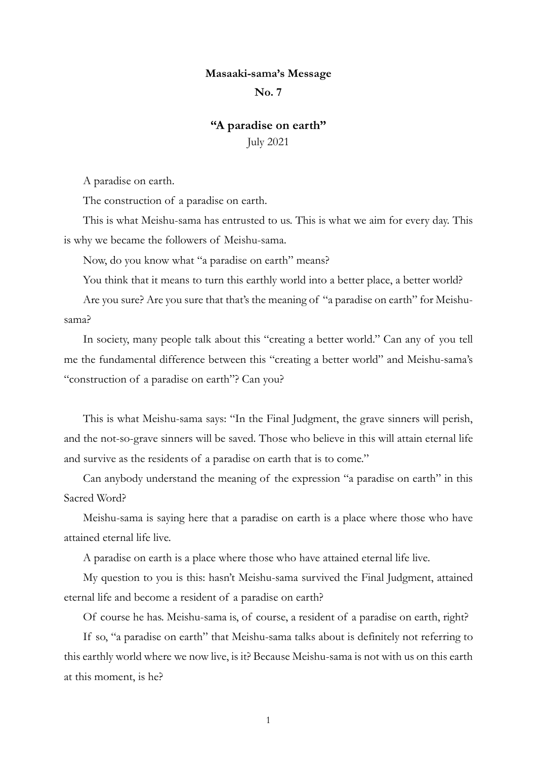**Masaaki-sama's Message**

**No. 7**

## "A paradise on earth"

July 2021

A paradise on earth.

The construction of a paradise on earth.

This is what Meishu-sama has entrusted to us. This is what we aim for every day. This is why we became the followers of Meishu-sama.

Now, do you know what "a paradise on earth" means?

You think that it means to turn this earthly world into a better place, a better world?

Are you sure? Are you sure that that's the meaning of "a paradise on earth" for Meishu-sama?

In society, many people talk about this "creating a better world." Can any of you tell me the fundamental difference between this "creating a better world" and Meishu-sama's "construction of a paradise on earth"? Can you?

This is what Meishu-sama says: "In the Final Judgment, the grave sinners will perish, and the not-so-grave sinners will be saved. Those who believe in this will attain eternal life and survive as the residents of a paradise on earth that is to come."

Can anybody understand the meaning of the expression "a paradise on earth" in this Sacred Word?

Meishu-sama is saying here that a paradise on earth is a place where those who have attained eternal life live.

A paradise on earth is a place where those who have attained eternal life live.

My question to you is this: hasn't Meishu-sama survived the Final Judgment, attained eternal life and become a resident of a paradise on earth?

Of course he has. Meishu-sama is, of course, a resident of a paradise on earth, right?

If so, "a paradise on earth" that Meishu-sama talks about is definitely not referring to this earthly world where we now live, is it? Because Meishu-sama is not with us on this earth at this moment, is he?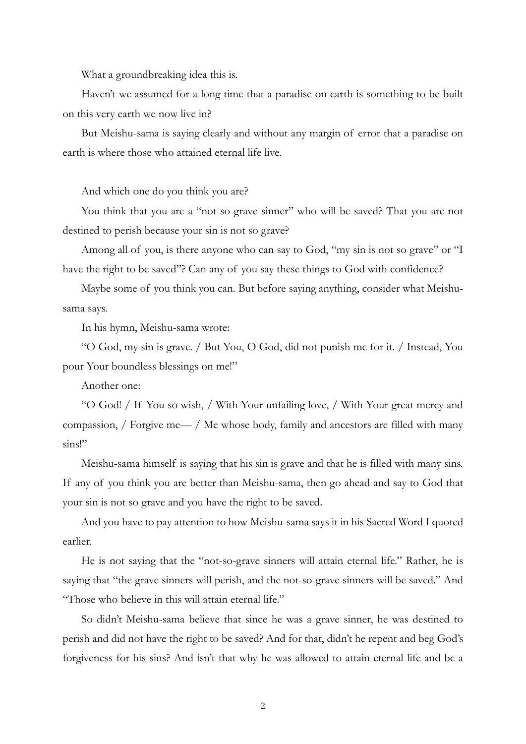What a groundbreaking idea this is.

Haven't we assumed for a long time that a paradise on earth is something to be built on this very earth we now live in?

But Meishu-sama is saying clearly and without any margin of error that a paradise on earth is where those who attained eternal life live.

And which one do you think you are?

You think that you are a "not-so-grave sinner" who will be saved? That you are not destined to perish because your sin is not so grave?

Among all of you, is there anyone who can say to God, "my sin is not so grave" or "I have the right to be saved"? Can any of you say these things to God with confidence?

Maybe some of you think you can. But before saying anything, consider what Meishu-sama says.

In his hymn, Meishu-sama wrote:

"O God, my sin is grave. / But You, O God, did not punish me for it. / Instead, You pour Your boundless blessings on me!"

Another one:

"O God! / If You so wish, / With Your unfailing love, / With Your great mercy and compassion, / Forgive me— / Me whose body, family and ancestors are filled with many sins!"

Meishu-sama himself is saying that his sin is grave and that he is filled with many sins. If any of you think you are better than Meishu-sama, then go ahead and say to God that your sin is not so grave and you have the right to be saved.

And you have to pay attention to how Meishu-sama says it in his Sacred Word I quoted earlier.

He is not saying that the "not-so-grave sinners will attain eternal life." Rather, he is saying that "the grave sinners will perish, and the not-so-grave sinners will be saved." And "Those who believe in this will attain eternal life."

So didn't Meishu-sama believe that since he was a grave sinner, he was destined to perish and did not have the right to be saved? And for that, didn't he repent and beg God's forgiveness for his sins? And isn't that why he was allowed to attain eternal life and be a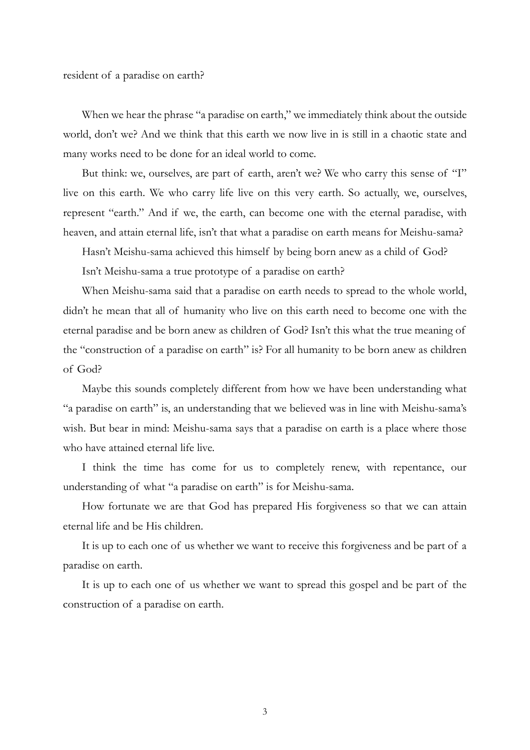resident of a paradise on earth?

When we hear the phrase "a paradise on earth," we immediately think about the outside world, don't we? And we think that this earth we now live in is still in a chaotic state and many works need to be done for an ideal world to come.

But think: we, ourselves, are part of earth, aren't we? We who carry this sense of "I" live on this earth. We who carry life live on this very earth. So actually, we, ourselves, represent "earth." And if we, the earth, can become one with the eternal paradise, with heaven, and attain eternal life, isn't that what a paradise on earth means for Meishu-sama?

Hasn't Meishu-sama achieved this himself by being born anew as a child of God?

Isn't Meishu-sama a true prototype of a paradise on earth?

When Meishu-sama said that a paradise on earth needs to spread to the whole world, didn't he mean that all of humanity who live on this earth need to become one with the eternal paradise and be born anew as children of God? Isn't this what the true meaning of the "construction of a paradise on earth" is? For all humanity to be born anew as children of God?

Maybe this sounds completely different from how we have been understanding what "a paradise on earth" is, an understanding that we believed was in line with Meishu-sama's wish. But bear in mind: Meishu-sama says that a paradise on earth is a place where those who have attained eternal life live.

I think the time has come for us to completely renew, with repentance, our understanding of what "a paradise on earth" is for Meishu-sama.

How fortunate we are that God has prepared His forgiveness so that we can attain eternal life and be His children.

It is up to each one of us whether we want to receive this forgiveness and be part of a paradise on earth.

It is up to each one of us whether we want to spread this gospel and be part of the construction of a paradise on earth.